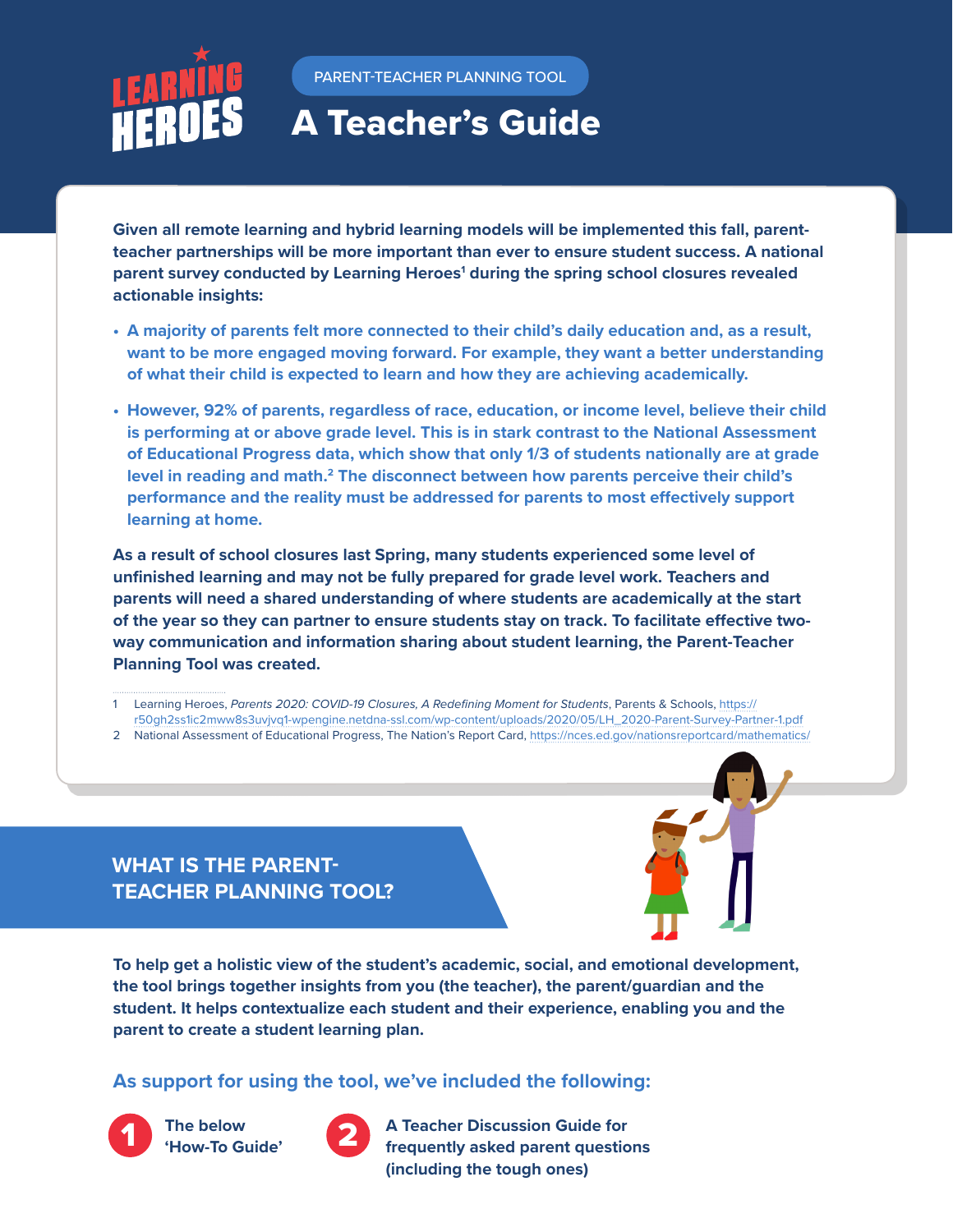LEARNING HEROES

PARENT-TEACHER PLANNING TOOL

# A Teacher's Guide

**Given all remote learning and hybrid learning models will be implemented this fall, parent-teacher partnerships will be more important than ever to ensure student success. A national parent survey conducted by Learning Heroes[1] during the spring school closures revealed actionable insights:**

- **A majority of parents felt more connected to their child's daily education and, as a result, want to be more engaged moving forward. For example, they want a better understanding of what their child is expected to learn and how they are achieving academically.**
- **However, 92% of parents, regardless of race, education, or income level, believe their child is performing at or above grade level. This is in stark contrast to the National Assessment of Educational Progress data, which show that only 1/3 of students nationally are at grade level in reading and math.[2] The disconnect between how parents perceive their child's performance and the reality must be addressed for parents to most effectively support learning at home.**

**As a result of school closures last Spring, many students experienced some level of unfinished learning and may not be fully prepared for grade level work. Teachers and parents will need a shared understanding of where students are academically at the start of the year so they can partner to ensure students stay on track. To facilitate effective two-way communication and information sharing about student learning, the Parent-Teacher Planning Tool was created.**

1 Learning Heroes, *Parents 2020: COVID-19 Closures, A Redefining Moment for Students*, Parents & Schools, https://r50gh2ss1ic2mww8s3uvjvq1-wpengine.netdna-ssl.com/wp-content/uploads/2020/05/LH_2020-Parent-Survey-Partner-1.pdf

2 National Assessment of Educational Progress, The Nation's Report Card, https://nces.ed.gov/nationsreportcard/mathematics/

## WHAT IS THE PARENT-TEACHER PLANNING TOOL?

**To help get a holistic view of the student's academic, social, and emotional development, the tool brings together insights from you (the teacher), the parent/guardian and the student. It helps contextualize each student and their experience, enabling you and the parent to create a student learning plan.**

### As support for using the tool, we've included the following:

1. **The below 'How-To Guide'**
2. **A Teacher Discussion Guide for frequently asked parent questions (including the tough ones)**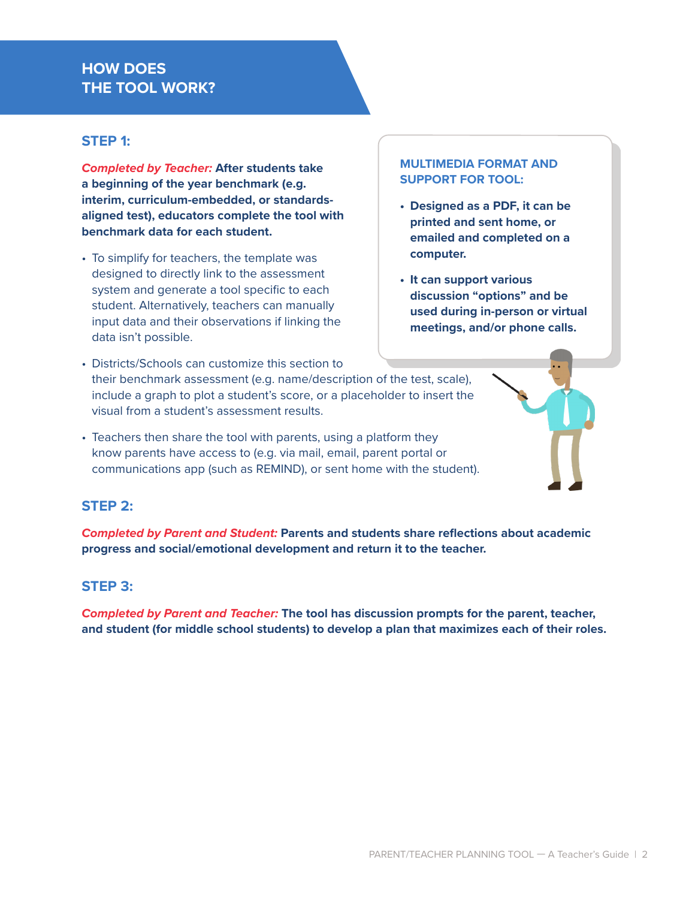## HOW DOES THE TOOL WORK?

### STEP 1:

***Completed by Teacher:*** **After students take a beginning of the year benchmark (e.g. interim, curriculum-embedded, or standards-aligned test), educators complete the tool with benchmark data for each student.**

- To simplify for teachers, the template was designed to directly link to the assessment system and generate a tool specific to each student. Alternatively, teachers can manually input data and their observations if linking the data isn't possible.
- Districts/Schools can customize this section to their benchmark assessment (e.g. name/description of the test, scale), include a graph to plot a student's score, or a placeholder to insert the visual from a student's assessment results.
- Teachers then share the tool with parents, using a platform they know parents have access to (e.g. via mail, email, parent portal or communications app (such as REMIND), or sent home with the student).

#### MULTIMEDIA FORMAT AND SUPPORT FOR TOOL:

- **Designed as a PDF, it can be printed and sent home, or emailed and completed on a computer.**
- **It can support various discussion "options" and be used during in-person or virtual meetings, and/or phone calls.**

### STEP 2:

***Completed by Parent and Student:*** **Parents and students share reflections about academic progress and social/emotional development and return it to the teacher.**

### STEP 3:

***Completed by Parent and Teacher:*** **The tool has discussion prompts for the parent, teacher, and student (for middle school students) to develop a plan that maximizes each of their roles.**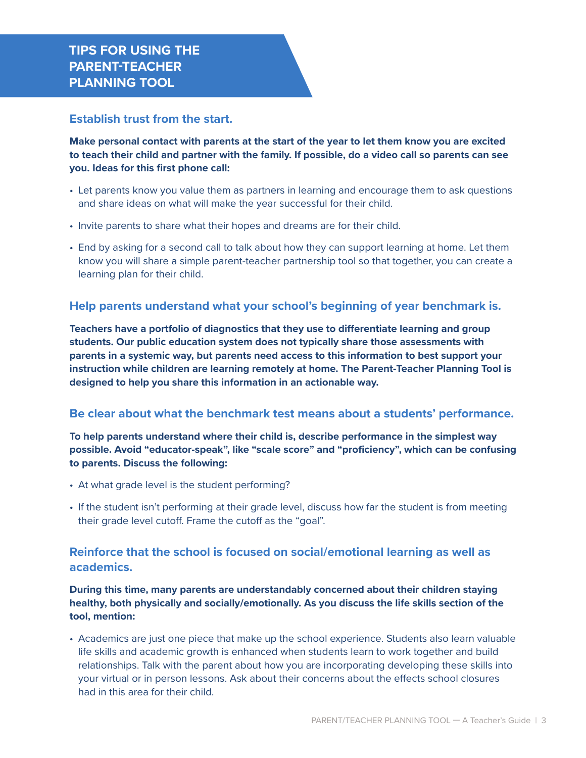# TIPS FOR USING THE PARENT-TEACHER PLANNING TOOL

## Establish trust from the start.

**Make personal contact with parents at the start of the year to let them know you are excited to teach their child and partner with the family. If possible, do a video call so parents can see you. Ideas for this first phone call:**

- Let parents know you value them as partners in learning and encourage them to ask questions and share ideas on what will make the year successful for their child.
- Invite parents to share what their hopes and dreams are for their child.
- End by asking for a second call to talk about how they can support learning at home. Let them know you will share a simple parent-teacher partnership tool so that together, you can create a learning plan for their child.

## Help parents understand what your school's beginning of year benchmark is.

**Teachers have a portfolio of diagnostics that they use to differentiate learning and group students. Our public education system does not typically share those assessments with parents in a systemic way, but parents need access to this information to best support your instruction while children are learning remotely at home. The Parent-Teacher Planning Tool is designed to help you share this information in an actionable way.**

## Be clear about what the benchmark test means about a students' performance.

**To help parents understand where their child is, describe performance in the simplest way possible. Avoid "educator-speak", like "scale score" and "proficiency", which can be confusing to parents. Discuss the following:**

- At what grade level is the student performing?
- If the student isn't performing at their grade level, discuss how far the student is from meeting their grade level cutoff. Frame the cutoff as the "goal".

## Reinforce that the school is focused on social/emotional learning as well as academics.

**During this time, many parents are understandably concerned about their children staying healthy, both physically and socially/emotionally. As you discuss the life skills section of the tool, mention:**

- Academics are just one piece that make up the school experience. Students also learn valuable life skills and academic growth is enhanced when students learn to work together and build relationships. Talk with the parent about how you are incorporating developing these skills into your virtual or in person lessons. Ask about their concerns about the effects school closures had in this area for their child.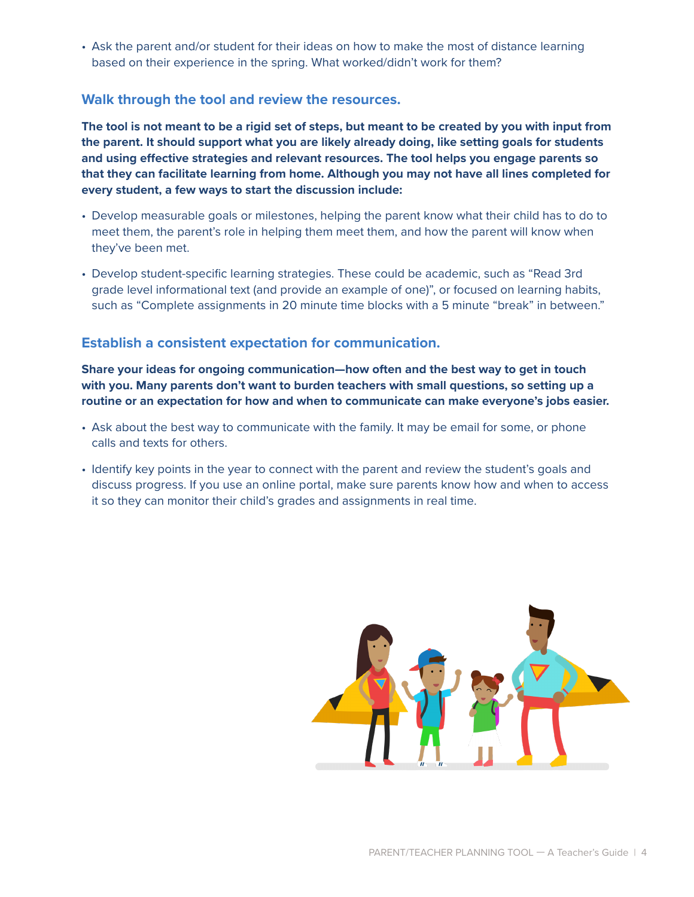- Ask the parent and/or student for their ideas on how to make the most of distance learning based on their experience in the spring. What worked/didn't work for them?

## Walk through the tool and review the resources.

**The tool is not meant to be a rigid set of steps, but meant to be created by you with input from the parent. It should support what you are likely already doing, like setting goals for students and using effective strategies and relevant resources. The tool helps you engage parents so that they can facilitate learning from home. Although you may not have all lines completed for every student, a few ways to start the discussion include:**

- Develop measurable goals or milestones, helping the parent know what their child has to do to meet them, the parent's role in helping them meet them, and how the parent will know when they've been met.
- Develop student-specific learning strategies. These could be academic, such as "Read 3rd grade level informational text (and provide an example of one)", or focused on learning habits, such as "Complete assignments in 20 minute time blocks with a 5 minute "break" in between."

## Establish a consistent expectation for communication.

**Share your ideas for ongoing communication—how often and the best way to get in touch with you. Many parents don't want to burden teachers with small questions, so setting up a routine or an expectation for how and when to communicate can make everyone's jobs easier.**

- Ask about the best way to communicate with the family. It may be email for some, or phone calls and texts for others.
- Identify key points in the year to connect with the parent and review the student's goals and discuss progress. If you use an online portal, make sure parents know how and when to access it so they can monitor their child's grades and assignments in real time.